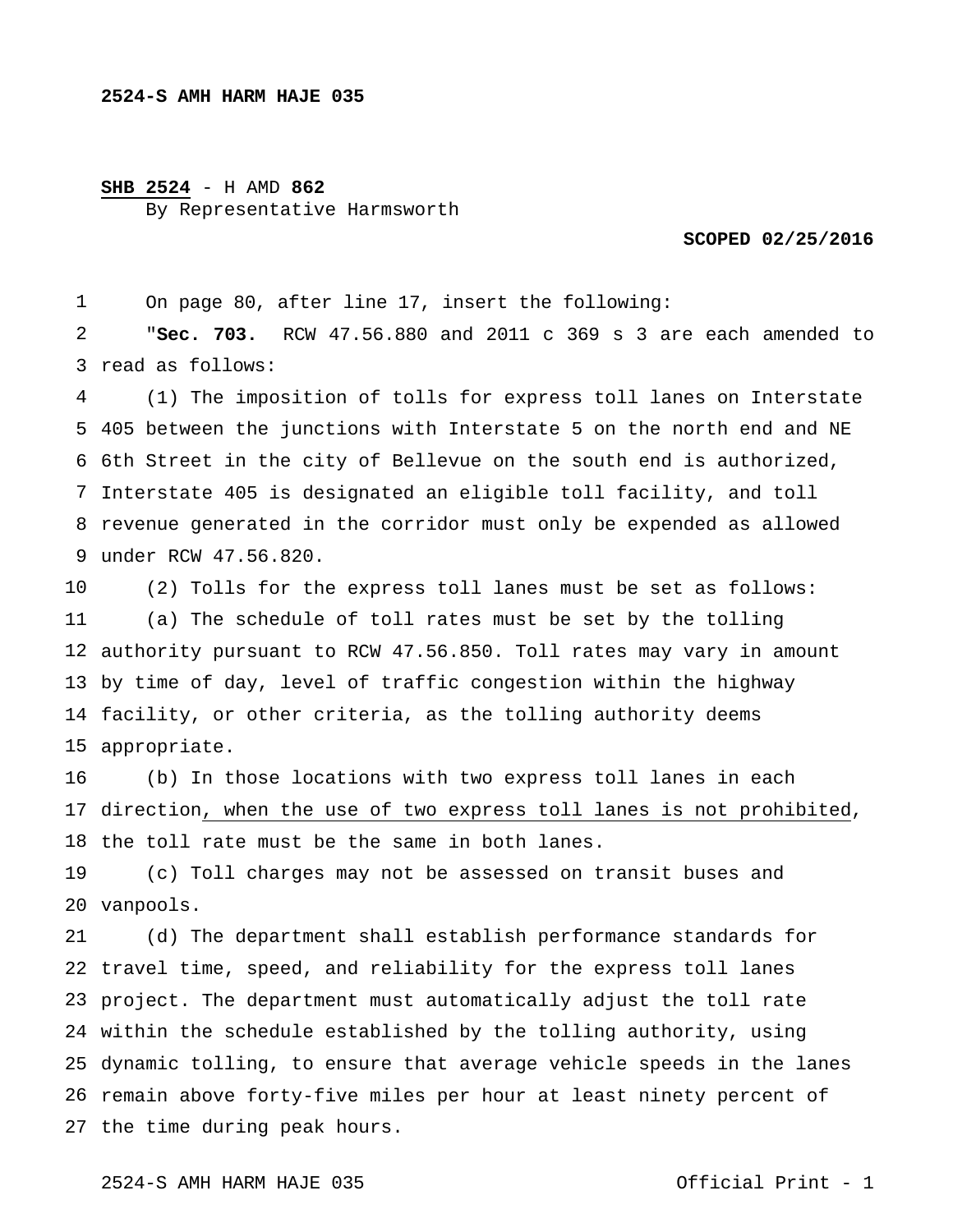**2524-S AMH HARM HAJE 035**

**SHB 2524** - H AMD **862**
By Representative Harmsworth

**SCOPED 02/25/2016**

On page 80, after line 17, insert the following:

"**Sec. 703.** RCW 47.56.880 and 2011 c 369 s 3 are each amended to read as follows:

(1) The imposition of tolls for express toll lanes on Interstate 405 between the junctions with Interstate 5 on the north end and NE 6th Street in the city of Bellevue on the south end is authorized, Interstate 405 is designated an eligible toll facility, and toll revenue generated in the corridor must only be expended as allowed under RCW 47.56.820.

(2) Tolls for the express toll lanes must be set as follows:

(a) The schedule of toll rates must be set by the tolling authority pursuant to RCW 47.56.850. Toll rates may vary in amount by time of day, level of traffic congestion within the highway facility, or other criteria, as the tolling authority deems appropriate.

(b) In those locations with two express toll lanes in each direction<u>, when the use of two express toll lanes is not prohibited</u>, the toll rate must be the same in both lanes.

(c) Toll charges may not be assessed on transit buses and vanpools.

(d) The department shall establish performance standards for travel time, speed, and reliability for the express toll lanes project. The department must automatically adjust the toll rate within the schedule established by the tolling authority, using dynamic tolling, to ensure that average vehicle speeds in the lanes remain above forty-five miles per hour at least ninety percent of the time during peak hours.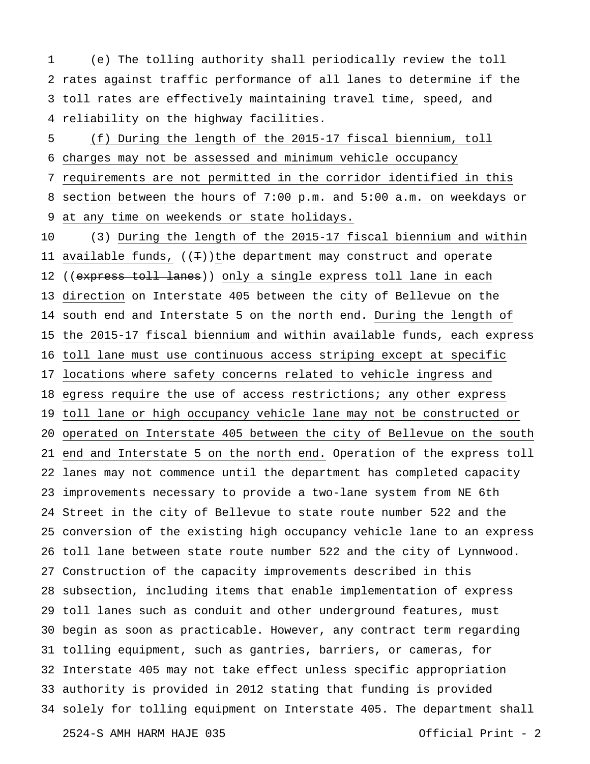(e) The tolling authority shall periodically review the toll rates against traffic performance of all lanes to determine if the toll rates are effectively maintaining travel time, speed, and reliability on the highway facilities.

(f) During the length of the 2015-17 fiscal biennium, toll charges may not be assessed and minimum vehicle occupancy requirements are not permitted in the corridor identified in this section between the hours of 7:00 p.m. and 5:00 a.m. on weekdays or at any time on weekends or state holidays.

(3) During the length of the 2015-17 fiscal biennium and within available funds, ((T))the department may construct and operate ((~~express toll lanes~~)) only a single express toll lane in each direction on Interstate 405 between the city of Bellevue on the south end and Interstate 5 on the north end. During the length of the 2015-17 fiscal biennium and within available funds, each express toll lane must use continuous access striping except at specific locations where safety concerns related to vehicle ingress and egress require the use of access restrictions; any other express toll lane or high occupancy vehicle lane may not be constructed or operated on Interstate 405 between the city of Bellevue on the south end and Interstate 5 on the north end. Operation of the express toll lanes may not commence until the department has completed capacity improvements necessary to provide a two-lane system from NE 6th Street in the city of Bellevue to state route number 522 and the conversion of the existing high occupancy vehicle lane to an express toll lane between state route number 522 and the city of Lynnwood. Construction of the capacity improvements described in this subsection, including items that enable implementation of express toll lanes such as conduit and other underground features, must begin as soon as practicable. However, any contract term regarding tolling equipment, such as gantries, barriers, or cameras, for Interstate 405 may not take effect unless specific appropriation authority is provided in 2012 stating that funding is provided solely for tolling equipment on Interstate 405. The department shall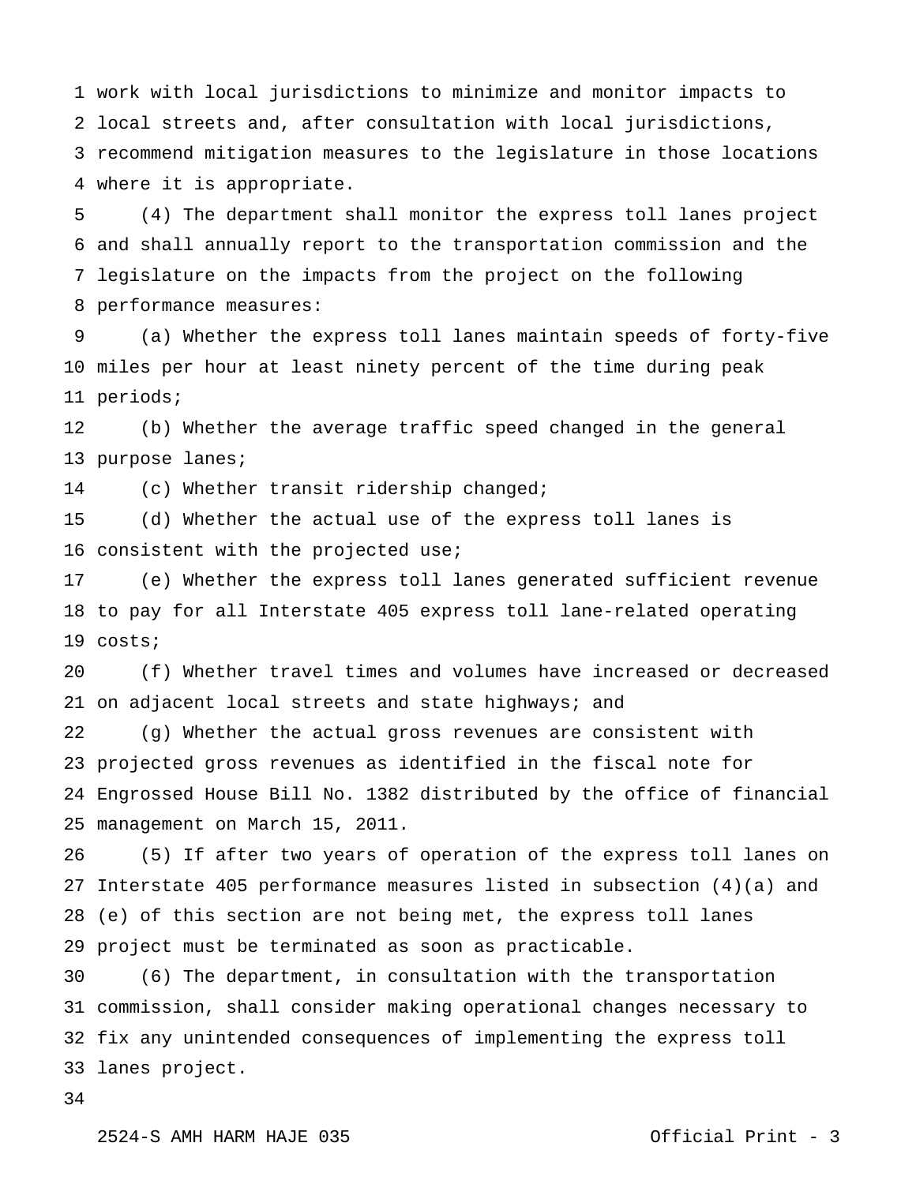work with local jurisdictions to minimize and monitor impacts to local streets and, after consultation with local jurisdictions, recommend mitigation measures to the legislature in those locations where it is appropriate.

(4) The department shall monitor the express toll lanes project and shall annually report to the transportation commission and the legislature on the impacts from the project on the following performance measures:

(a) Whether the express toll lanes maintain speeds of forty-five miles per hour at least ninety percent of the time during peak periods;

(b) Whether the average traffic speed changed in the general purpose lanes;

(c) Whether transit ridership changed;

(d) Whether the actual use of the express toll lanes is consistent with the projected use;

(e) Whether the express toll lanes generated sufficient revenue to pay for all Interstate 405 express toll lane-related operating costs;

(f) Whether travel times and volumes have increased or decreased on adjacent local streets and state highways; and

(g) Whether the actual gross revenues are consistent with projected gross revenues as identified in the fiscal note for Engrossed House Bill No. 1382 distributed by the office of financial management on March 15, 2011.

(5) If after two years of operation of the express toll lanes on Interstate 405 performance measures listed in subsection (4)(a) and (e) of this section are not being met, the express toll lanes project must be terminated as soon as practicable.

(6) The department, in consultation with the transportation commission, shall consider making operational changes necessary to fix any unintended consequences of implementing the express toll lanes project.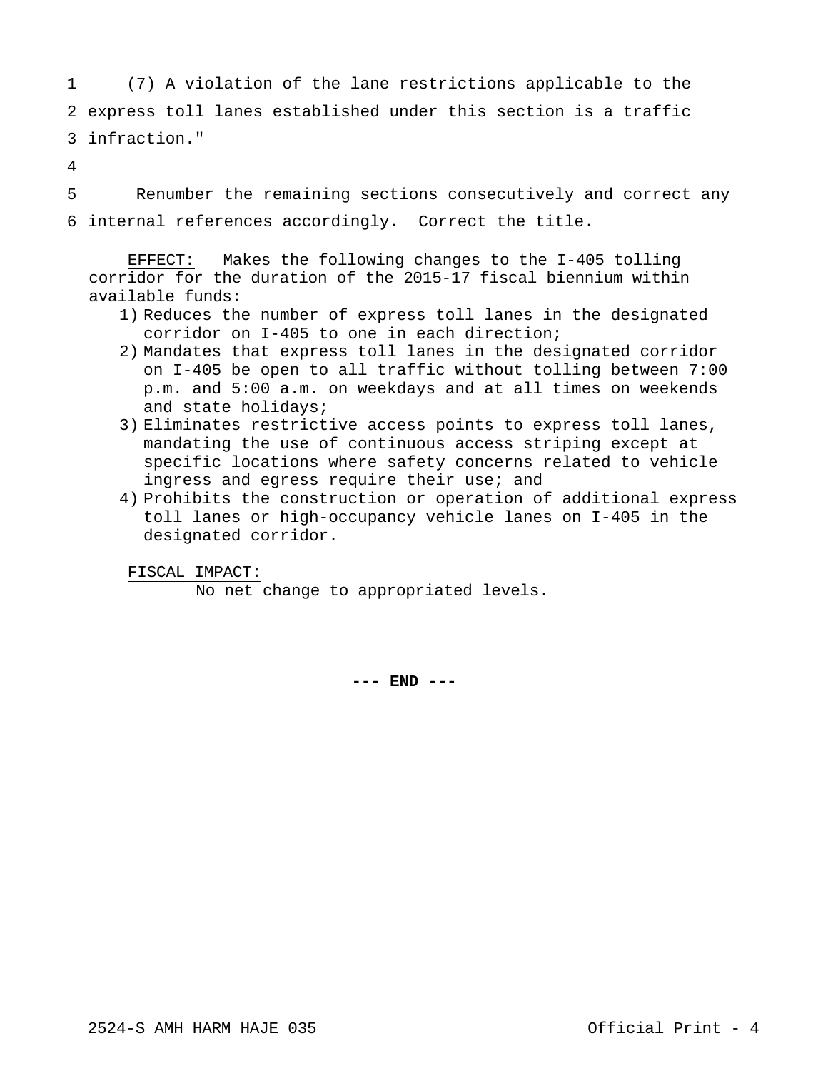(7) A violation of the lane restrictions applicable to the express toll lanes established under this section is a traffic infraction."

Renumber the remaining sections consecutively and correct any internal references accordingly. Correct the title.

EFFECT: Makes the following changes to the I-405 tolling corridor for the duration of the 2015-17 fiscal biennium within available funds:

1) Reduces the number of express toll lanes in the designated corridor on I-405 to one in each direction;
2) Mandates that express toll lanes in the designated corridor on I-405 be open to all traffic without tolling between 7:00 p.m. and 5:00 a.m. on weekdays and at all times on weekends and state holidays;
3) Eliminates restrictive access points to express toll lanes, mandating the use of continuous access striping except at specific locations where safety concerns related to vehicle ingress and egress require their use; and
4) Prohibits the construction or operation of additional express toll lanes or high-occupancy vehicle lanes on I-405 in the designated corridor.

FISCAL IMPACT:
No net change to appropriated levels.

**--- END ---**

2524-S AMH HARM HAJE 035